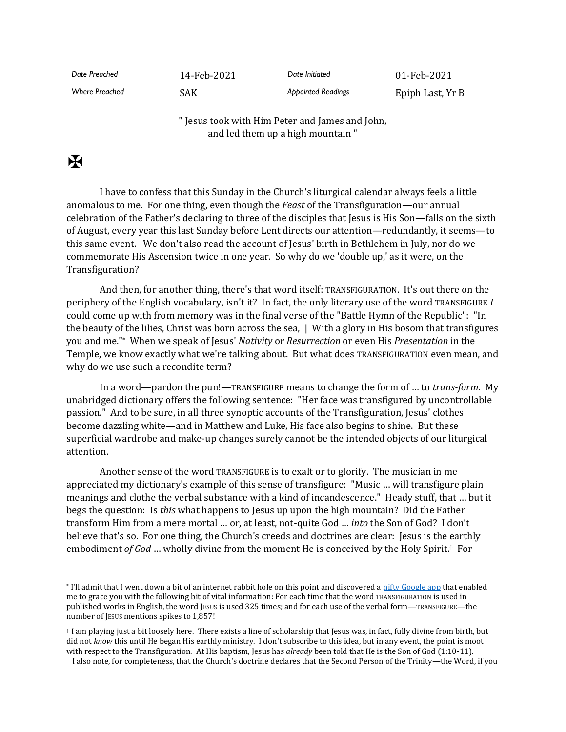| Date Preached | 14-Feb-2021 | Date Initiated | 01-Feb-2021 |
|---|---|---|---|
| Where Preached | SAK | Appointed Readings | Epiph Last, Yr B |

" Jesus took with Him Peter and James and John,
and led them up a high mountain "

✠

I have to confess that this Sunday in the Church's liturgical calendar always feels a little anomalous to me. For one thing, even though the *Feast* of the Transfiguration—our annual celebration of the Father's declaring to three of the disciples that Jesus is His Son—falls on the sixth of August, every year this last Sunday before Lent directs our attention—redundantly, it seems—to this same event. We don't also read the account of Jesus' birth in Bethlehem in July, nor do we commemorate His Ascension twice in one year. So why do we 'double up,' as it were, on the Transfiguration?

And then, for another thing, there's that word itself: TRANSFIGURATION. It's out there on the periphery of the English vocabulary, isn't it? In fact, the only literary use of the word TRANSFIGURE *I* could come up with from memory was in the final verse of the "Battle Hymn of the Republic": "In the beauty of the lilies, Christ was born across the sea, | With a glory in His bosom that transfigures you and me."* When we speak of Jesus' *Nativity* or *Resurrection* or even His *Presentation* in the Temple, we know exactly what we're talking about. But what does TRANSFIGURATION even mean, and why do we use such a recondite term?

In a word—pardon the pun!—TRANSFIGURE means to change the form of … to *trans-form*. My unabridged dictionary offers the following sentence: "Her face was transfigured by uncontrollable passion." And to be sure, in all three synoptic accounts of the Transfiguration, Jesus' clothes become dazzling white—and in Matthew and Luke, His face also begins to shine. But these superficial wardrobe and make-up changes surely cannot be the intended objects of our liturgical attention.

Another sense of the word TRANSFIGURE is to exalt or to glorify. The musician in me appreciated my dictionary's example of this sense of transfigure: "Music … will transfigure plain meanings and clothe the verbal substance with a kind of incandescence." Heady stuff, that … but it begs the question: Is *this* what happens to Jesus up upon the high mountain? Did the Father transform Him from a mere mortal … or, at least, not-quite God … *into* the Son of God? I don't believe that's so. For one thing, the Church's creeds and doctrines are clear: Jesus is the earthly embodiment *of God* … wholly divine from the moment He is conceived by the Holy Spirit.† For

---

* I'll admit that I went down a bit of an internet rabbit hole on this point and discovered a nifty Google app that enabled me to grace you with the following bit of vital information: For each time that the word TRANSFIGURATION is used in published works in English, the word JESUS is used 325 times; and for each use of the verbal form—TRANSFIGURE—the number of JESUS mentions spikes to 1,857!

† I am playing just a bit loosely here. There exists a line of scholarship that Jesus was, in fact, fully divine from birth, but did not *know* this until He began His earthly ministry. I don't subscribe to this idea, but in any event, the point is moot with respect to the Transfiguration. At His baptism, Jesus has *already* been told that He is the Son of God (1:10-11).
I also note, for completeness, that the Church's doctrine declares that the Second Person of the Trinity—the Word, if you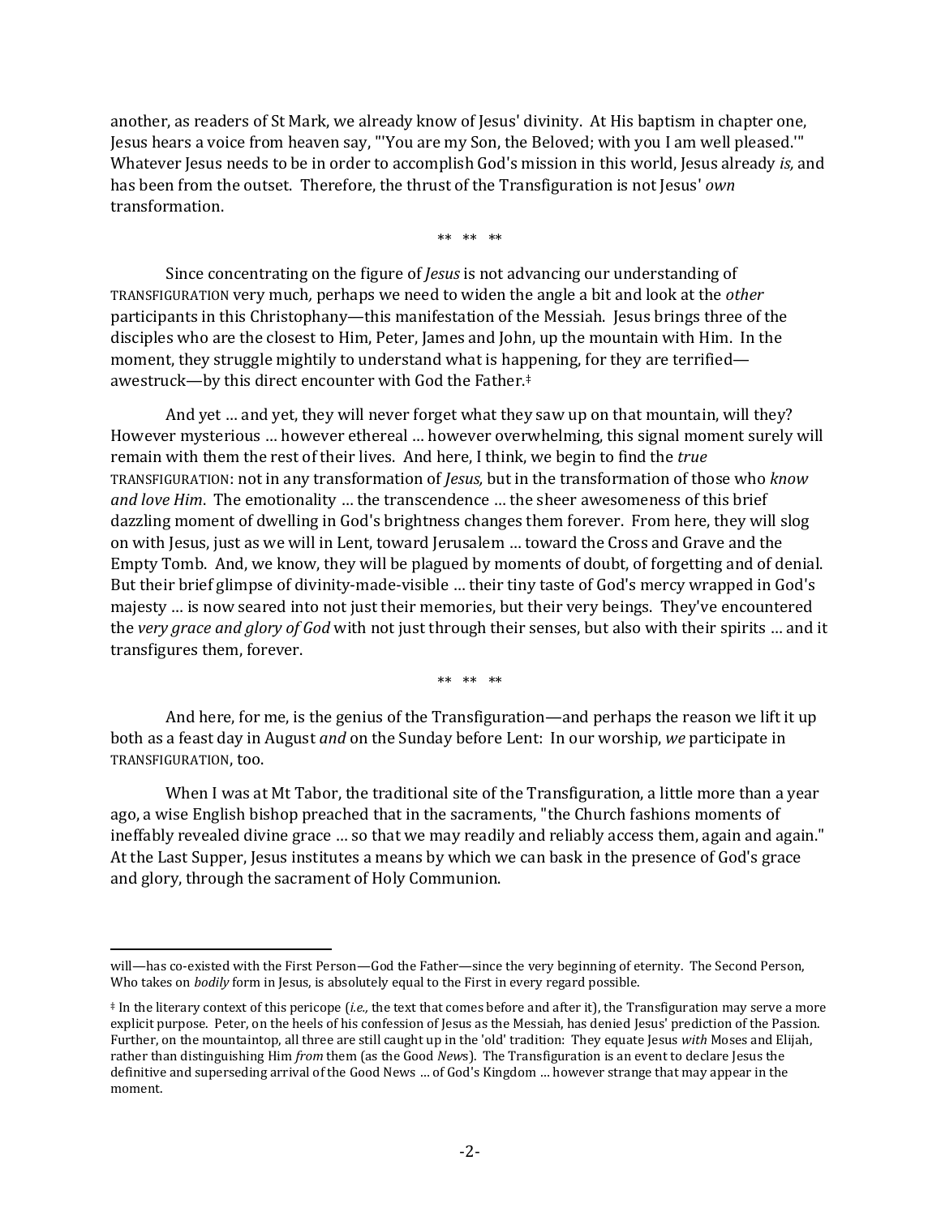another, as readers of St Mark, we already know of Jesus' divinity. At His baptism in chapter one, Jesus hears a voice from heaven say, "'You are my Son, the Beloved; with you I am well pleased.'" Whatever Jesus needs to be in order to accomplish God's mission in this world, Jesus already *is,* and has been from the outset. Therefore, the thrust of the Transfiguration is not Jesus' *own* transformation.

** ** **

Since concentrating on the figure of *Jesus* is not advancing our understanding of TRANSFIGURATION very much*,* perhaps we need to widen the angle a bit and look at the *other* participants in this Christophany—this manifestation of the Messiah. Jesus brings three of the disciples who are the closest to Him, Peter, James and John, up the mountain with Him. In the moment, they struggle mightily to understand what is happening, for they are terrified—awestruck—by this direct encounter with God the Father.‡

And yet … and yet, they will never forget what they saw up on that mountain, will they? However mysterious … however ethereal … however overwhelming, this signal moment surely will remain with them the rest of their lives. And here, I think, we begin to find the *true* TRANSFIGURATION: not in any transformation of *Jesus,* but in the transformation of those who *know and love Him*. The emotionality … the transcendence … the sheer awesomeness of this brief dazzling moment of dwelling in God's brightness changes them forever. From here, they will slog on with Jesus, just as we will in Lent, toward Jerusalem … toward the Cross and Grave and the Empty Tomb. And, we know, they will be plagued by moments of doubt, of forgetting and of denial. But their brief glimpse of divinity-made-visible … their tiny taste of God's mercy wrapped in God's majesty … is now seared into not just their memories, but their very beings. They've encountered the *very grace and glory of God* with not just through their senses, but also with their spirits … and it transfigures them, forever.

** ** **

And here, for me, is the genius of the Transfiguration—and perhaps the reason we lift it up both as a feast day in August *and* on the Sunday before Lent: In our worship, *we* participate in TRANSFIGURATION, too.

When I was at Mt Tabor, the traditional site of the Transfiguration, a little more than a year ago, a wise English bishop preached that in the sacraments, "the Church fashions moments of ineffably revealed divine grace … so that we may readily and reliably access them, again and again." At the Last Supper, Jesus institutes a means by which we can bask in the presence of God's grace and glory, through the sacrament of Holy Communion.

---

will—has co-existed with the First Person—God the Father—since the very beginning of eternity. The Second Person, Who takes on *bodily* form in Jesus, is absolutely equal to the First in every regard possible.

‡ In the literary context of this pericope (*i.e.,* the text that comes before and after it), the Transfiguration may serve a more explicit purpose. Peter, on the heels of his confession of Jesus as the Messiah, has denied Jesus' prediction of the Passion. Further, on the mountaintop, all three are still caught up in the 'old' tradition: They equate Jesus *with* Moses and Elijah, rather than distinguishing Him *from* them (as the Good *News*). The Transfiguration is an event to declare Jesus the definitive and superseding arrival of the Good News … of God's Kingdom … however strange that may appear in the moment.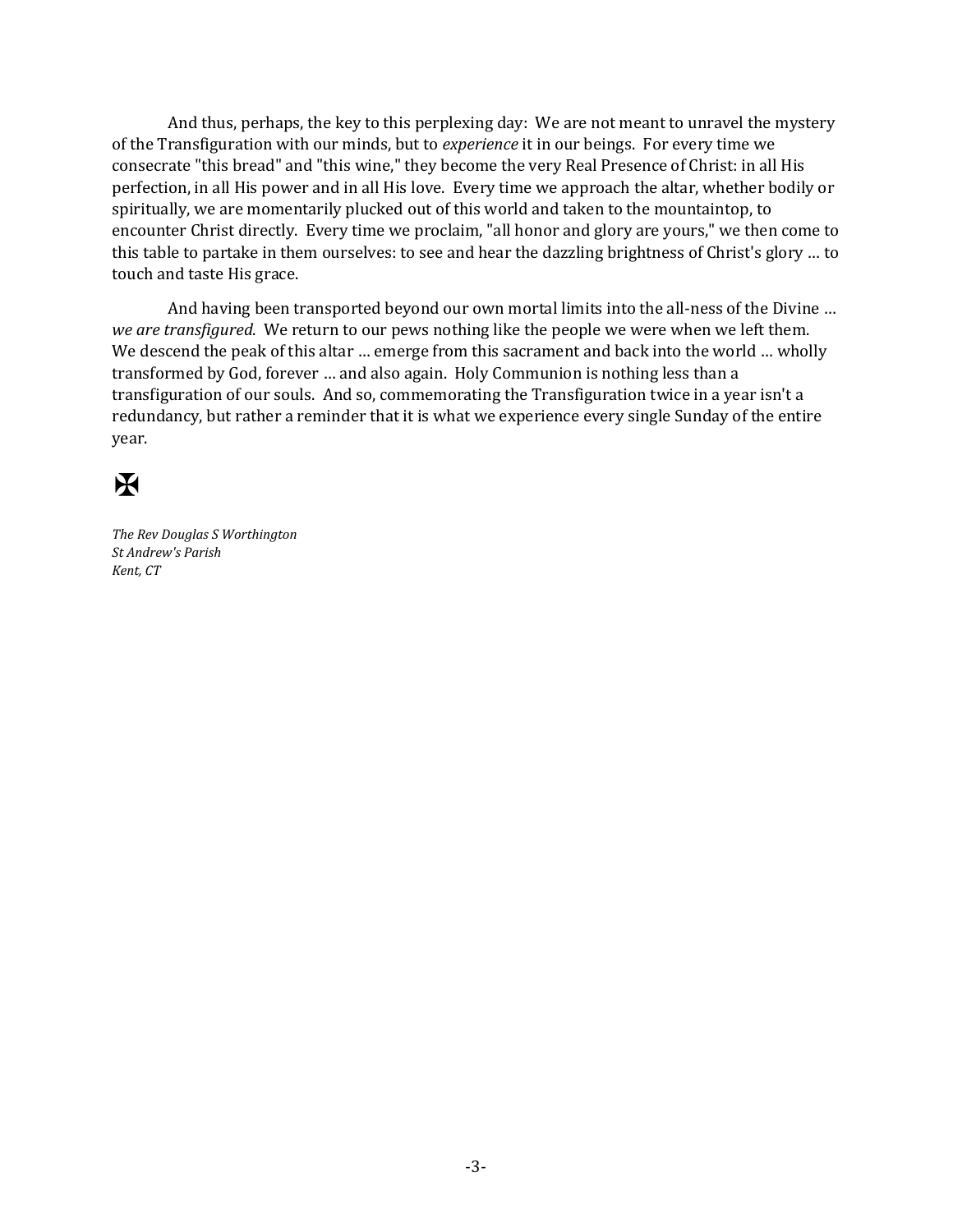And thus, perhaps, the key to this perplexing day: We are not meant to unravel the mystery of the Transfiguration with our minds, but to *experience* it in our beings. For every time we consecrate "this bread" and "this wine," they become the very Real Presence of Christ: in all His perfection, in all His power and in all His love. Every time we approach the altar, whether bodily or spiritually, we are momentarily plucked out of this world and taken to the mountaintop, to encounter Christ directly. Every time we proclaim, "all honor and glory are yours," we then come to this table to partake in them ourselves: to see and hear the dazzling brightness of Christ's glory … to touch and taste His grace.

And having been transported beyond our own mortal limits into the all-ness of the Divine … *we are transfigured*. We return to our pews nothing like the people we were when we left them. We descend the peak of this altar … emerge from this sacrament and back into the world … wholly transformed by God, forever … and also again. Holy Communion is nothing less than a transfiguration of our souls. And so, commemorating the Transfiguration twice in a year isn't a redundancy, but rather a reminder that it is what we experience every single Sunday of the entire year.

✠

*The Rev Douglas S Worthington*
*St Andrew's Parish*
*Kent, CT*